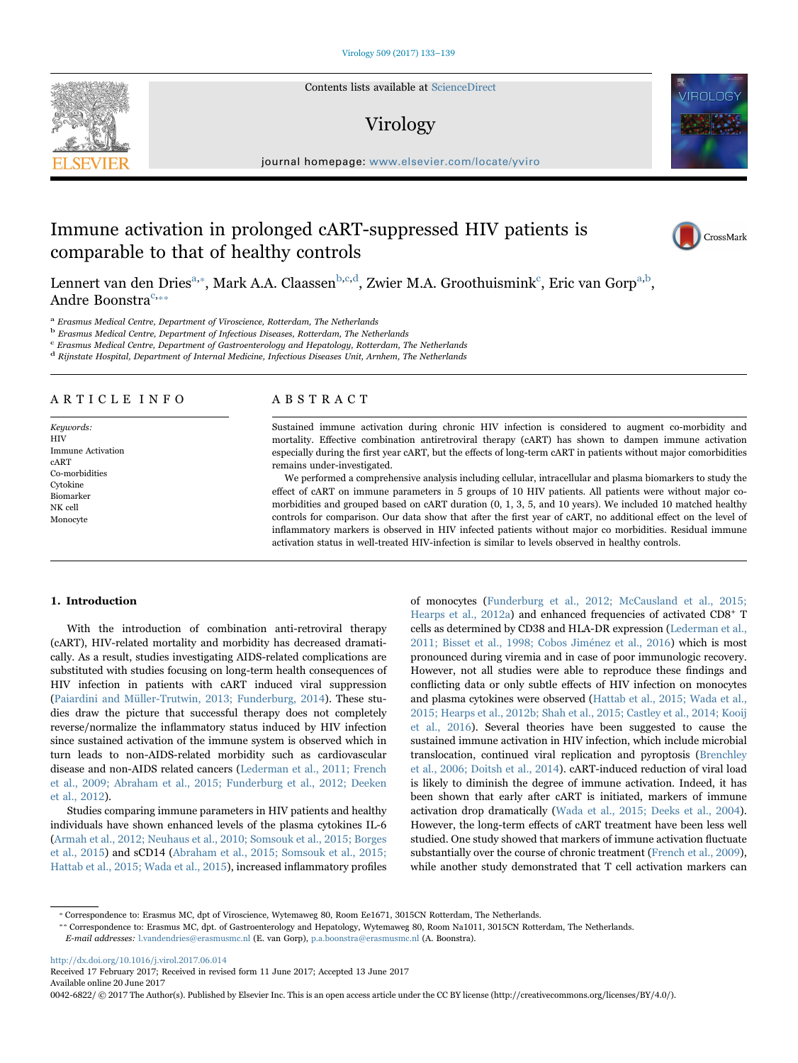# Immune activation in prolonged cART-suppressed HIV patients is comparable to that of healthy controls

Lennert van den Dries[a,*], Mark A.A. Claassen[b,c,d], Zwier M.A. Groothuismink[c], Eric van Gorp[a,b], Andre Boonstra[c,**]

[a] Erasmus Medical Centre, Department of Viroscience, Rotterdam, The Netherlands
[b] Erasmus Medical Centre, Department of Infectious Diseases, Rotterdam, The Netherlands
[c] Erasmus Medical Centre, Department of Gastroenterology and Hepatology, Rotterdam, The Netherlands
[d] Rijnstate Hospital, Department of Internal Medicine, Infectious Diseases Unit, Arnhem, The Netherlands

## ARTICLE INFO

*Keywords:*
HIV
Immune Activation
cART
Co-morbidities
Cytokine
Biomarker
NK cell
Monocyte

## ABSTRACT

Sustained immune activation during chronic HIV infection is considered to augment co-morbidity and mortality. Effective combination antiretroviral therapy (cART) has shown to dampen immune activation especially during the first year cART, but the effects of long-term cART in patients without major comorbidities remains under-investigated.

We performed a comprehensive analysis including cellular, intracellular and plasma biomarkers to study the effect of cART on immune parameters in 5 groups of 10 HIV patients. All patients were without major co-morbidities and grouped based on cART duration (0, 1, 3, 5, and 10 years). We included 10 matched healthy controls for comparison. Our data show that after the first year of cART, no additional effect on the level of inflammatory markers is observed in HIV infected patients without major co morbidities. Residual immune activation status in well-treated HIV-infection is similar to levels observed in healthy controls.

## 1. Introduction

With the introduction of combination anti-retroviral therapy (cART), HIV-related mortality and morbidity has decreased dramatically. As a result, studies investigating AIDS-related complications are substituted with studies focusing on long-term health consequences of HIV infection in patients with cART induced viral suppression (Paiardini and Müller-Trutwin, 2013; Funderburg, 2014). These studies draw the picture that successful therapy does not completely reverse/normalize the inflammatory status induced by HIV infection since sustained activation of the immune system is observed which in turn leads to non-AIDS-related morbidity such as cardiovascular disease and non-AIDS related cancers (Lederman et al., 2011; French et al., 2009; Abraham et al., 2015; Funderburg et al., 2012; Deeken et al., 2012).

Studies comparing immune parameters in HIV patients and healthy individuals have shown enhanced levels of the plasma cytokines IL-6 (Armah et al., 2012; Neuhaus et al., 2010; Somsouk et al., 2015; Borges et al., 2015) and sCD14 (Abraham et al., 2015; Somsouk et al., 2015; Hattab et al., 2015; Wada et al., 2015), increased inflammatory profiles of monocytes (Funderburg et al., 2012; McCausland et al., 2015; Hearps et al., 2012a) and enhanced frequencies of activated CD8$^+$ T cells as determined by CD38 and HLA-DR expression (Lederman et al., 2011; Bisset et al., 1998; Cobos Jiménez et al., 2016) which is most pronounced during viremia and in case of poor immunologic recovery. However, not all studies were able to reproduce these findings and conflicting data or only subtle effects of HIV infection on monocytes and plasma cytokines were observed (Hattab et al., 2015; Wada et al., 2015; Hearps et al., 2012b; Shah et al., 2015; Castley et al., 2014; Kooij et al., 2016). Several theories have been suggested to cause the sustained immune activation in HIV infection, which include microbial translocation, continued viral replication and pyroptosis (Brenchley et al., 2006; Doitsh et al., 2014). cART-induced reduction of viral load is likely to diminish the degree of immune activation. Indeed, it has been shown that early after cART is initiated, markers of immune activation drop dramatically (Wada et al., 2015; Deeks et al., 2004). However, the long-term effects of cART treatment have been less well studied. One study showed that markers of immune activation fluctuate substantially over the course of chronic treatment (French et al., 2009), while another study demonstrated that T cell activation markers can

---

\* Correspondence to: Erasmus MC, dpt of Viroscience, Wytemaweg 80, Room Ee1671, 3015CN Rotterdam, The Netherlands.
\*\* Correspondence to: Erasmus MC, dpt. of Gastroenterology and Hepatology, Wytemaweg 80, Room Na1011, 3015CN Rotterdam, The Netherlands.
*E-mail addresses:* l.vandendries@erasmusmc.nl (E. van Gorp), p.a.boonstra@erasmusmc.nl (A. Boonstra).

http://dx.doi.org/10.1016/j.virol.2017.06.014
Received 17 February 2017; Received in revised form 11 June 2017; Accepted 13 June 2017
Available online 20 June 2017
0042-6822/ © 2017 The Author(s). Published by Elsevier Inc. This is an open access article under the CC BY license (http://creativecommons.org/licenses/BY/4.0/).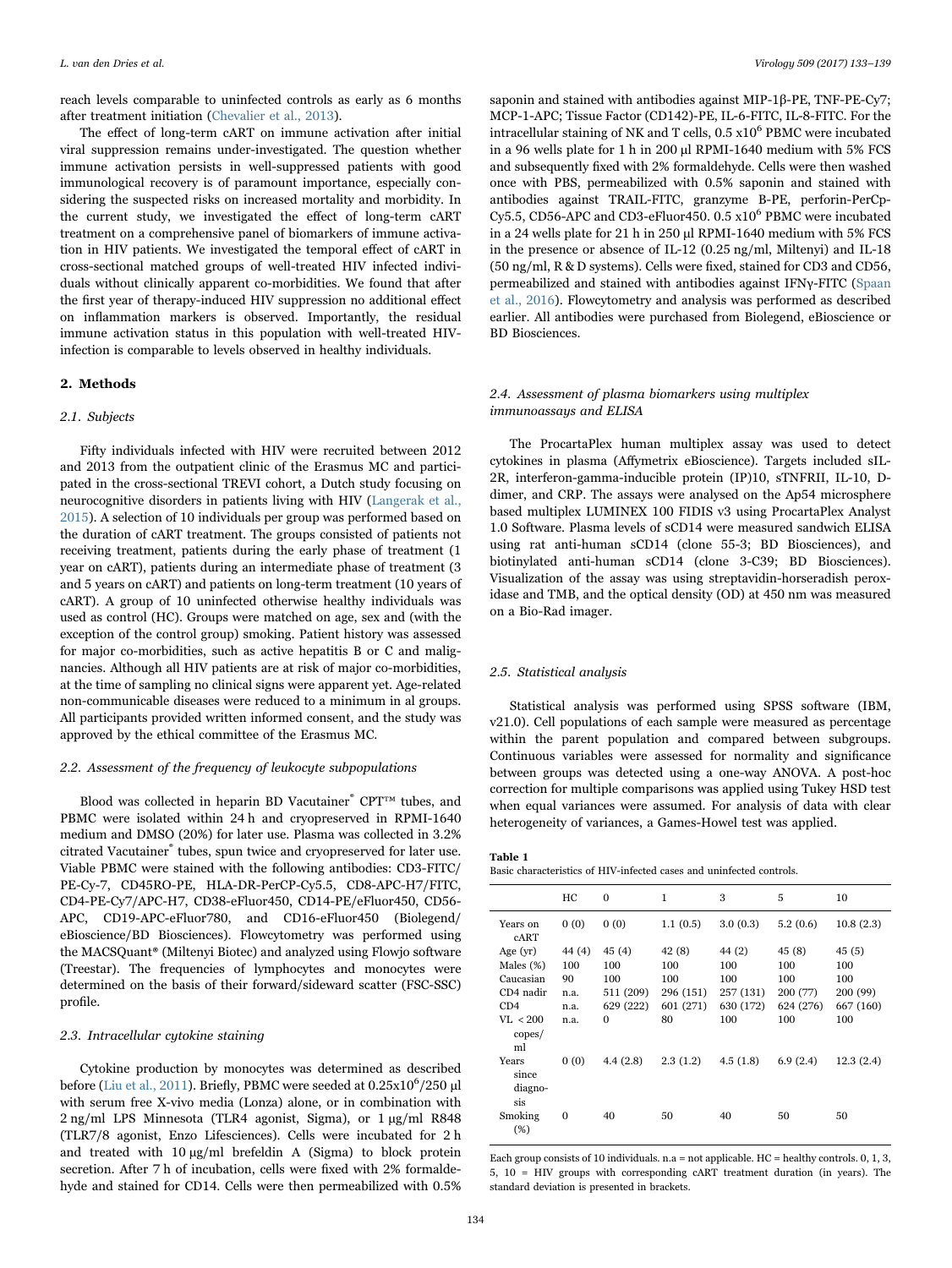reach levels comparable to uninfected controls as early as 6 months after treatment initiation (Chevalier et al., 2013).

The effect of long-term cART on immune activation after initial viral suppression remains under-investigated. The question whether immune activation persists in well-suppressed patients with good immunological recovery is of paramount importance, especially considering the suspected risks on increased mortality and morbidity. In the current study, we investigated the effect of long-term cART treatment on a comprehensive panel of biomarkers of immune activation in HIV patients. We investigated the temporal effect of cART in cross-sectional matched groups of well-treated HIV infected individuals without clinically apparent co-morbidities. We found that after the first year of therapy-induced HIV suppression no additional effect on inflammation markers is observed. Importantly, the residual immune activation status in this population with well-treated HIV-infection is comparable to levels observed in healthy individuals.

## 2. Methods

### 2.1. Subjects

Fifty individuals infected with HIV were recruited between 2012 and 2013 from the outpatient clinic of the Erasmus MC and participated in the cross-sectional TREVI cohort, a Dutch study focusing on neurocognitive disorders in patients living with HIV (Langerak et al., 2015). A selection of 10 individuals per group was performed based on the duration of cART treatment. The groups consisted of patients not receiving treatment, patients during the early phase of treatment (1 year on cART), patients during an intermediate phase of treatment (3 and 5 years on cART) and patients on long-term treatment (10 years of cART). A group of 10 uninfected otherwise healthy individuals was used as control (HC). Groups were matched on age, sex and (with the exception of the control group) smoking. Patient history was assessed for major co-morbidities, such as active hepatitis B or C and malignancies. Although all HIV patients are at risk of major co-morbidities, at the time of sampling no clinical signs were apparent yet. Age-related non-communicable diseases were reduced to a minimum in al groups. All participants provided written informed consent, and the study was approved by the ethical committee of the Erasmus MC.

### 2.2. Assessment of the frequency of leukocyte subpopulations

Blood was collected in heparin BD Vacutainer® CPT™ tubes, and PBMC were isolated within 24 h and cryopreserved in RPMI-1640 medium and DMSO (20%) for later use. Plasma was collected in 3.2% citrated Vacutainer® tubes, spun twice and cryopreserved for later use. Viable PBMC were stained with the following antibodies: CD3-FITC/PE-Cy-7, CD45RO-PE, HLA-DR-PerCP-Cy5.5, CD8-APC-H7/FITC, CD4-PE-Cy7/APC-H7, CD38-eFluor450, CD14-PE/eFluor450, CD56-APC, CD19-APC-eFluor780, and CD16-eFluor450 (Biolegend/eBioscience/BD Biosciences). Flowcytometry was performed using the MACSQuant® (Miltenyi Biotec) and analyzed using Flowjo software (Treestar). The frequencies of lymphocytes and monocytes were determined on the basis of their forward/sideward scatter (FSC-SSC) profile.

### 2.3. Intracellular cytokine staining

Cytokine production by monocytes was determined as described before (Liu et al., 2011). Briefly, PBMC were seeded at $0.25 \times 10^6$/250 µl with serum free X-vivo media (Lonza) alone, or in combination with 2 ng/ml LPS Minnesota (TLR4 agonist, Sigma), or 1 µg/ml R848 (TLR7/8 agonist, Enzo Lifesciences). Cells were incubated for 2 h and treated with 10 µg/ml brefeldin A (Sigma) to block protein secretion. After 7 h of incubation, cells were fixed with 2% formaldehyde and stained for CD14. Cells were then permeabilized with 0.5% saponin and stained with antibodies against MIP-1β-PE, TNF-PE-Cy7; MCP-1-APC; Tissue Factor (CD142)-PE, IL-6-FITC, IL-8-FITC. For the intracellular staining of NK and T cells, $0.5 \times 10^6$ PBMC were incubated in a 96 wells plate for 1 h in 200 µl RPMI-1640 medium with 5% FCS and subsequently fixed with 2% formaldehyde. Cells were then washed once with PBS, permeabilized with 0.5% saponin and stained with antibodies against TRAIL-FITC, granzyme B-PE, perforin-PerCp-Cy5.5, CD56-APC and CD3-eFluor450. $0.5 \times 10^6$ PBMC were incubated in a 24 wells plate for 21 h in 250 µl RPMI-1640 medium with 5% FCS in the presence or absence of IL-12 (0.25 ng/ml, Miltenyi) and IL-18 (50 ng/ml, R & D systems). Cells were fixed, stained for CD3 and CD56, permeabilized and stained with antibodies against IFNγ-FITC (Spaan et al., 2016). Flowcytometry and analysis was performed as described earlier. All antibodies were purchased from Biolegend, eBioscience or BD Biosciences.

### 2.4. Assessment of plasma biomarkers using multiplex immunoassays and ELISA

The ProcartaPlex human multiplex assay was used to detect cytokines in plasma (Affymetrix eBioscience). Targets included sIL-2R, interferon-gamma-inducible protein (IP)10, sTNFRII, IL-10, D-dimer, and CRP. The assays were analysed on the Ap54 microsphere based multiplex LUMINEX 100 FIDIS v3 using ProcartaPlex Analyst 1.0 Software. Plasma levels of sCD14 were measured sandwich ELISA using rat anti-human sCD14 (clone 55-3; BD Biosciences), and biotinylated anti-human sCD14 (clone 3-C39; BD Biosciences). Visualization of the assay was using streptavidin-horseradish peroxidase and TMB, and the optical density (OD) at 450 nm was measured on a Bio-Rad imager.

### 2.5. Statistical analysis

Statistical analysis was performed using SPSS software (IBM, v21.0). Cell populations of each sample were measured as percentage within the parent population and compared between subgroups. Continuous variables were assessed for normality and significance between groups was detected using a one-way ANOVA. A post-hoc correction for multiple comparisons was applied using Tukey HSD test when equal variances were assumed. For analysis of data with clear heterogeneity of variances, a Games-Howel test was applied.

**Table 1**
Basic characteristics of HIV-infected cases and uninfected controls.

| | HC | 0 | 1 | 3 | 5 | 10 |
|---|---|---|---|---|---|---|
| Years on cART | 0 (0) | 0 (0) | 1.1 (0.5) | 3.0 (0.3) | 5.2 (0.6) | 10.8 (2.3) |
| Age (yr) | 44 (4) | 45 (4) | 42 (8) | 44 (2) | 45 (8) | 45 (5) |
| Males (%) | 100 | 100 | 100 | 100 | 100 | 100 |
| Caucasian | 90 | 100 | 100 | 100 | 100 | 100 |
| CD4 nadir | n.a. | 511 (209) | 296 (151) | 257 (131) | 200 (77) | 200 (99) |
| CD4 | n.a. | 629 (222) | 601 (271) | 630 (172) | 624 (276) | 667 (160) |
| VL < 200 copes/ml | n.a. | 0 | 80 | 100 | 100 | 100 |
| Years since diagnosis | 0 (0) | 4.4 (2.8) | 2.3 (1.2) | 4.5 (1.8) | 6.9 (2.4) | 12.3 (2.4) |
| Smoking (%) | 0 | 40 | 50 | 40 | 50 | 50 |

Each group consists of 10 individuals. n.a = not applicable. HC = healthy controls. 0, 1, 3, 5, 10 = HIV groups with corresponding cART treatment duration (in years). The standard deviation is presented in brackets.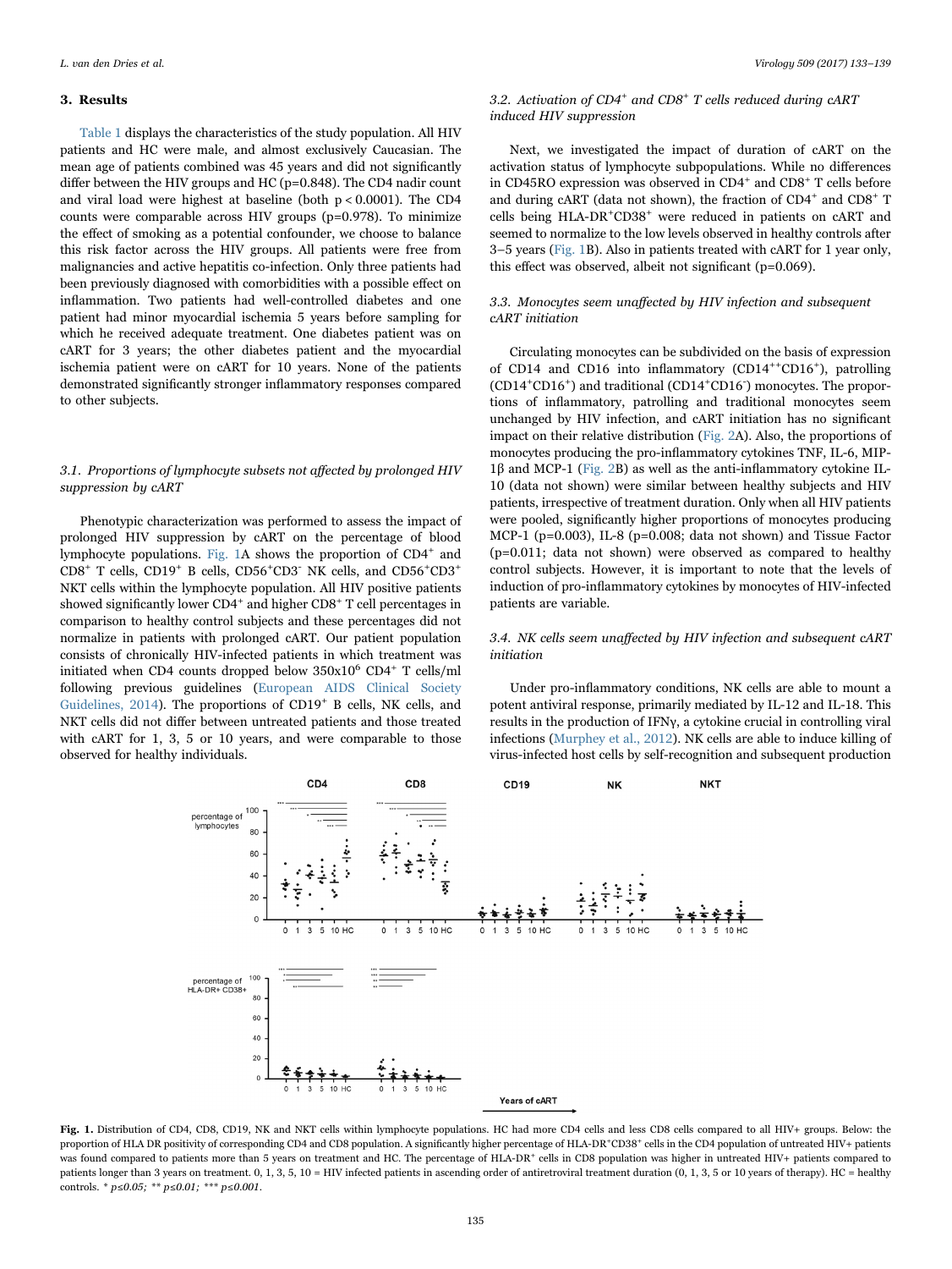## 3. Results

Table 1 displays the characteristics of the study population. All HIV patients and HC were male, and almost exclusively Caucasian. The mean age of patients combined was 45 years and did not significantly differ between the HIV groups and HC (p=0.848). The CD4 nadir count and viral load were highest at baseline (both p < 0.0001). The CD4 counts were comparable across HIV groups (p=0.978). To minimize the effect of smoking as a potential confounder, we choose to balance this risk factor across the HIV groups. All patients were free from malignancies and active hepatitis co-infection. Only three patients had been previously diagnosed with comorbidities with a possible effect on inflammation. Two patients had well-controlled diabetes and one patient had minor myocardial ischemia 5 years before sampling for which he received adequate treatment. One diabetes patient was on cART for 3 years; the other diabetes patient and the myocardial ischemia patient were on cART for 10 years. None of the patients demonstrated significantly stronger inflammatory responses compared to other subjects.

### 3.1. Proportions of lymphocyte subsets not affected by prolonged HIV suppression by cART

Phenotypic characterization was performed to assess the impact of prolonged HIV suppression by cART on the percentage of blood lymphocyte populations. Fig. 1A shows the proportion of $CD4^+$ and $CD8^+$ T cells, $CD19^+$ B cells, $CD56^+CD3^-$ NK cells, and $CD56^+CD3^+$ NKT cells within the lymphocyte population. All HIV positive patients showed significantly lower $CD4^+$ and higher $CD8^+$ T cell percentages in comparison to healthy control subjects and these percentages did not normalize in patients with prolonged cART. Our patient population consists of chronically HIV-infected patients in which treatment was initiated when CD4 counts dropped below $350x10^6$ $CD4^+$ T cells/ml following previous guidelines (European AIDS Clinical Society Guidelines, 2014). The proportions of $CD19^+$ B cells, NK cells, and NKT cells did not differ between untreated patients and those treated with cART for 1, 3, 5 or 10 years, and were comparable to those observed for healthy individuals.

### 3.2. Activation of $CD4^+$ and $CD8^+$ T cells reduced during cART induced HIV suppression

Next, we investigated the impact of duration of cART on the activation status of lymphocyte subpopulations. While no differences in CD45RO expression was observed in $CD4^+$ and $CD8^+$ T cells before and during cART (data not shown), the fraction of $CD4^+$ and $CD8^+$ T cells being $HLA\text{-}DR^+CD38^+$ were reduced in patients on cART and seemed to normalize to the low levels observed in healthy controls after 3–5 years (Fig. 1B). Also in patients treated with cART for 1 year only, this effect was observed, albeit not significant (p=0.069).

### 3.3. Monocytes seem unaffected by HIV infection and subsequent cART initiation

Circulating monocytes can be subdivided on the basis of expression of CD14 and CD16 into inflammatory ($CD14^{++}CD16^+$), patrolling ($CD14^+CD16^+$) and traditional ($CD14^+CD16^-$) monocytes. The proportions of inflammatory, patrolling and traditional monocytes seem unchanged by HIV infection, and cART initiation has no significant impact on their relative distribution (Fig. 2A). Also, the proportions of monocytes producing the pro-inflammatory cytokines TNF, IL-6, MIP-1β and MCP-1 (Fig. 2B) as well as the anti-inflammatory cytokine IL-10 (data not shown) were similar between healthy subjects and HIV patients, irrespective of treatment duration. Only when all HIV patients were pooled, significantly higher proportions of monocytes producing MCP-1 (p=0.003), IL-8 (p=0.008; data not shown) and Tissue Factor (p=0.011; data not shown) were observed as compared to healthy control subjects. However, it is important to note that the levels of induction of pro-inflammatory cytokines by monocytes of HIV-infected patients are variable.

### 3.4. NK cells seem unaffected by HIV infection and subsequent cART initiation

Under pro-inflammatory conditions, NK cells are able to mount a potent antiviral response, primarily mediated by IL-12 and IL-18. This results in the production of IFNγ, a cytokine crucial in controlling viral infections (Murphey et al., 2012). NK cells are able to induce killing of virus-infected host cells by self-recognition and subsequent production

**Fig. 1.** Distribution of CD4, CD8, CD19, NK and NKT cells within lymphocyte populations. HC had more CD4 cells and less CD8 cells compared to all HIV+ groups. Below: the proportion of HLA DR positivity of corresponding CD4 and CD8 population. A significantly higher percentage of $HLA\text{-}DR^+CD38^+$ cells in the CD4 population of untreated HIV+ patients was found compared to patients more than 5 years on treatment and HC. The percentage of $HLA\text{-}DR^+$ cells in CD8 population was higher in untreated HIV+ patients compared to patients longer than 3 years on treatment. 0, 1, 3, 5, 10 = HIV infected patients in ascending order of antiretroviral treatment duration (0, 1, 3, 5 or 10 years of therapy). HC = healthy controls. * *p≤0.05; ** p≤0.01; *** p≤0.001.*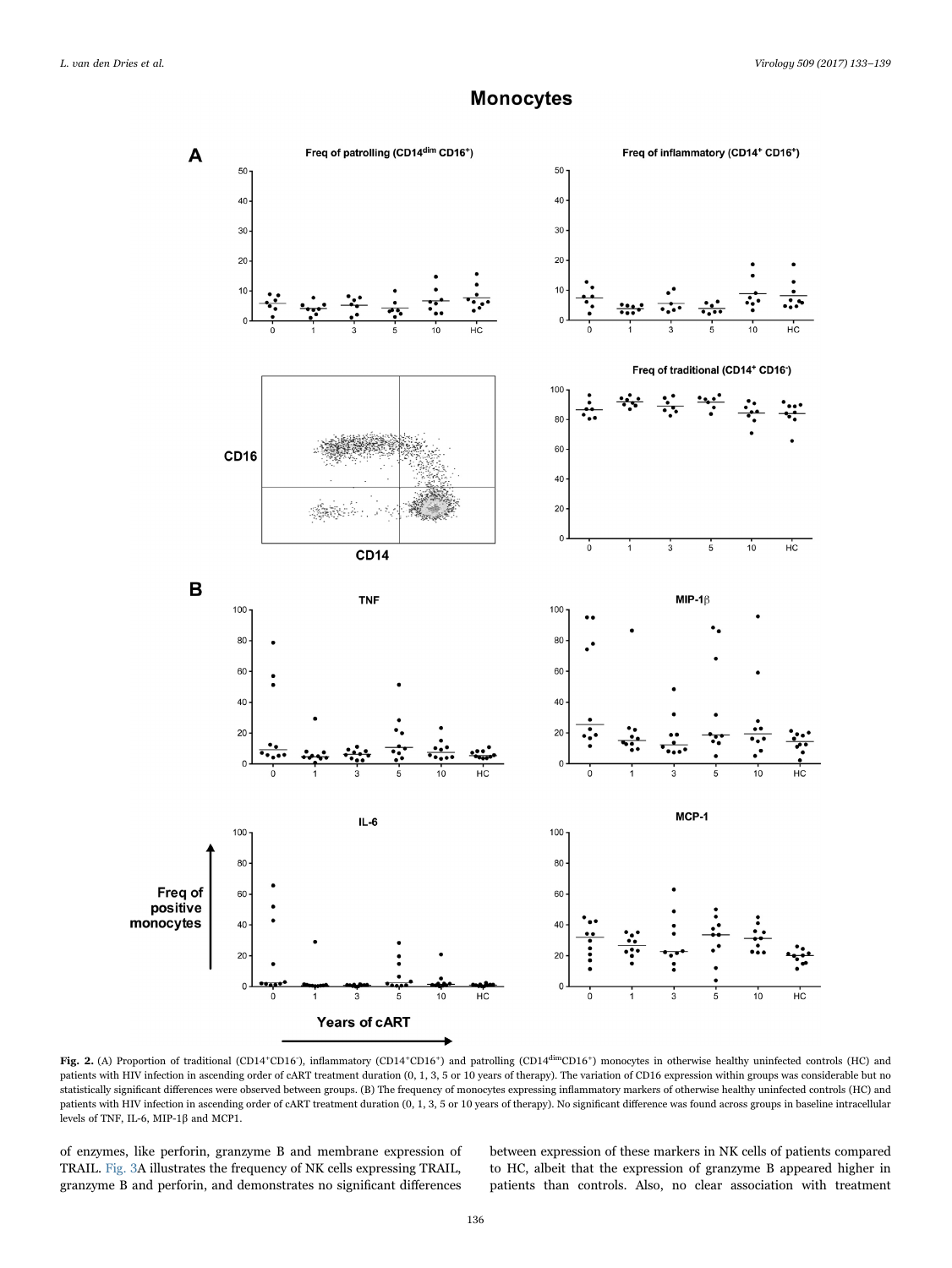**Fig. 2.** (A) Proportion of traditional ($CD14^{+}CD16^{-}$), inflammatory ($CD14^{+}CD16^{+}$) and patrolling ($CD14^{dim}CD16^{+}$) monocytes in otherwise healthy uninfected controls (HC) and patients with HIV infection in ascending order of cART treatment duration (0, 1, 3, 5 or 10 years of therapy). The variation of CD16 expression within groups was considerable but no statistically significant differences were observed between groups. (B) The frequency of monocytes expressing inflammatory markers of otherwise healthy uninfected controls (HC) and patients with HIV infection in ascending order of cART treatment duration (0, 1, 3, 5 or 10 years of therapy). No significant difference was found across groups in baseline intracellular levels of TNF, IL-6, MIP-1β and MCP1.

of enzymes, like perforin, granzyme B and membrane expression of TRAIL. Fig. 3A illustrates the frequency of NK cells expressing TRAIL, granzyme B and perforin, and demonstrates no significant differences between expression of these markers in NK cells of patients compared to HC, albeit that the expression of granzyme B appeared higher in patients than controls. Also, no clear association with treatment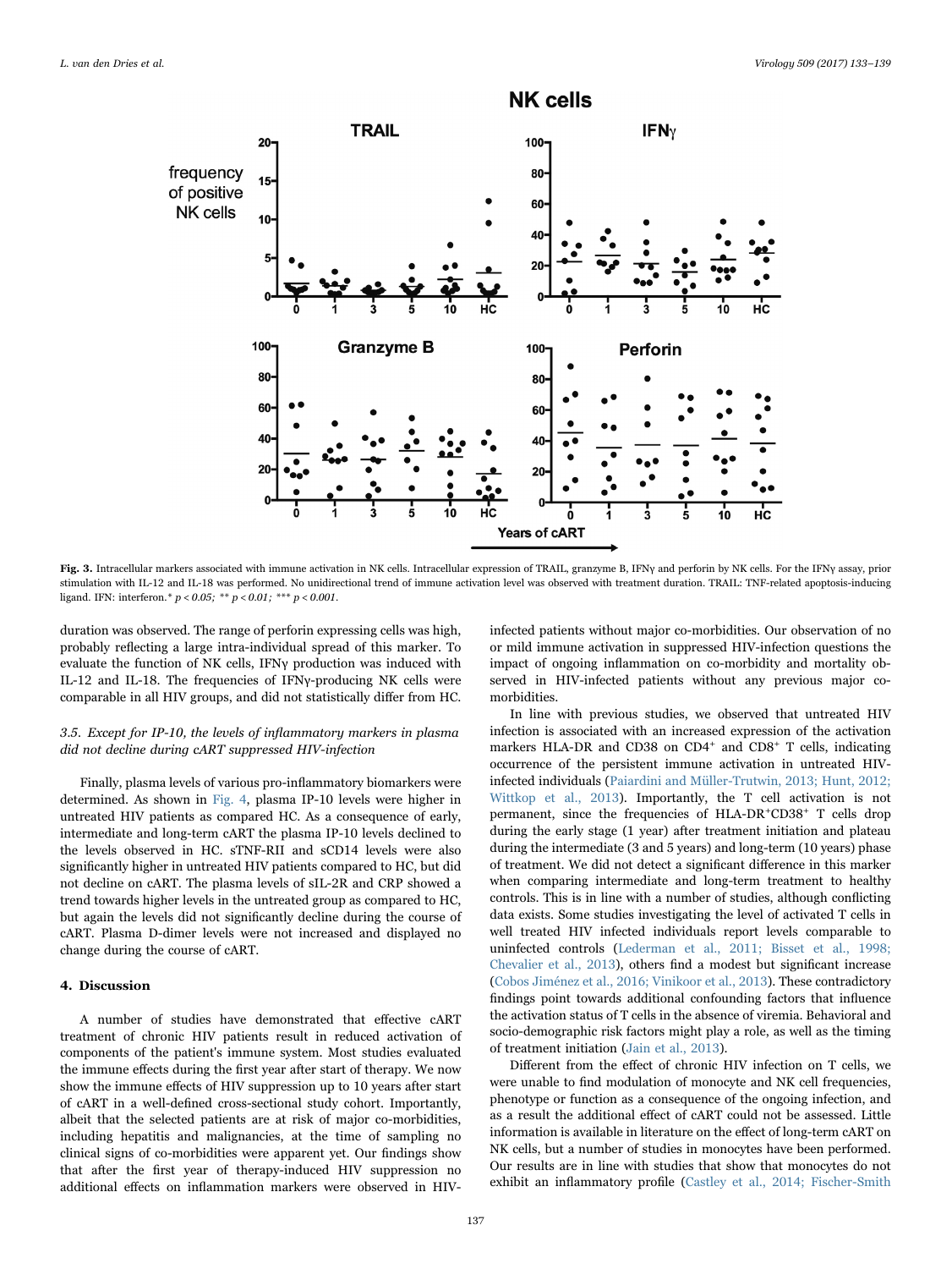**Fig. 3.** Intracellular markers associated with immune activation in NK cells. Intracellular expression of TRAIL, granzyme B, IFNγ and perforin by NK cells. For the IFNγ assay, prior stimulation with IL-12 and IL-18 was performed. No unidirectional trend of immune activation level was observed with treatment duration. TRAIL: TNF-related apoptosis-inducing ligand. IFN: interferon.* $p < 0.05$; ** $p < 0.01$; *** $p < 0.001$.

duration was observed. The range of perforin expressing cells was high, probably reflecting a large intra-individual spread of this marker. To evaluate the function of NK cells, IFNγ production was induced with IL-12 and IL-18. The frequencies of IFNγ-producing NK cells were comparable in all HIV groups, and did not statistically differ from HC.

### 3.5. Except for IP-10, the levels of inflammatory markers in plasma did not decline during cART suppressed HIV-infection

Finally, plasma levels of various pro-inflammatory biomarkers were determined. As shown in Fig. 4, plasma IP-10 levels were higher in untreated HIV patients as compared HC. As a consequence of early, intermediate and long-term cART the plasma IP-10 levels declined to the levels observed in HC. sTNF-RII and sCD14 levels were also significantly higher in untreated HIV patients compared to HC, but did not decline on cART. The plasma levels of sIL-2R and CRP showed a trend towards higher levels in the untreated group as compared to HC, but again the levels did not significantly decline during the course of cART. Plasma D-dimer levels were not increased and displayed no change during the course of cART.

## 4. Discussion

A number of studies have demonstrated that effective cART treatment of chronic HIV patients result in reduced activation of components of the patient's immune system. Most studies evaluated the immune effects during the first year after start of therapy. We now show the immune effects of HIV suppression up to 10 years after start of cART in a well-defined cross-sectional study cohort. Importantly, albeit that the selected patients are at risk of major co-morbidities, including hepatitis and malignancies, at the time of sampling no clinical signs of co-morbidities were apparent yet. Our findings show that after the first year of therapy-induced HIV suppression no additional effects on inflammation markers were observed in HIV-infected patients without major co-morbidities. Our observation of no or mild immune activation in suppressed HIV-infection questions the impact of ongoing inflammation on co-morbidity and mortality observed in HIV-infected patients without any previous major co-morbidities.

In line with previous studies, we observed that untreated HIV infection is associated with an increased expression of the activation markers HLA-DR and CD38 on $CD4^{+}$ and $CD8^{+}$ T cells, indicating occurrence of the persistent immune activation in untreated HIV-infected individuals (Paiardini and Müller-Trutwin, 2013; Hunt, 2012; Wittkop et al., 2013). Importantly, the T cell activation is not permanent, since the frequencies of $HLA\text{-}DR^{+}CD38^{+}$ T cells drop during the early stage (1 year) after treatment initiation and plateau during the intermediate (3 and 5 years) and long-term (10 years) phase of treatment. We did not detect a significant difference in this marker when comparing intermediate and long-term treatment to healthy controls. This is in line with a number of studies, although conflicting data exists. Some studies investigating the level of activated T cells in well treated HIV infected individuals report levels comparable to uninfected controls (Lederman et al., 2011; Bisset et al., 1998; Chevalier et al., 2013), others find a modest but significant increase (Cobos Jiménez et al., 2016; Vinikoor et al., 2013). These contradictory findings point towards additional confounding factors that influence the activation status of T cells in the absence of viremia. Behavioral and socio-demographic risk factors might play a role, as well as the timing of treatment initiation (Jain et al., 2013).

Different from the effect of chronic HIV infection on T cells, we were unable to find modulation of monocyte and NK cell frequencies, phenotype or function as a consequence of the ongoing infection, and as a result the additional effect of cART could not be assessed. Little information is available in literature on the effect of long-term cART on NK cells, but a number of studies in monocytes have been performed. Our results are in line with studies that show that monocytes do not exhibit an inflammatory profile (Castley et al., 2014; Fischer-Smith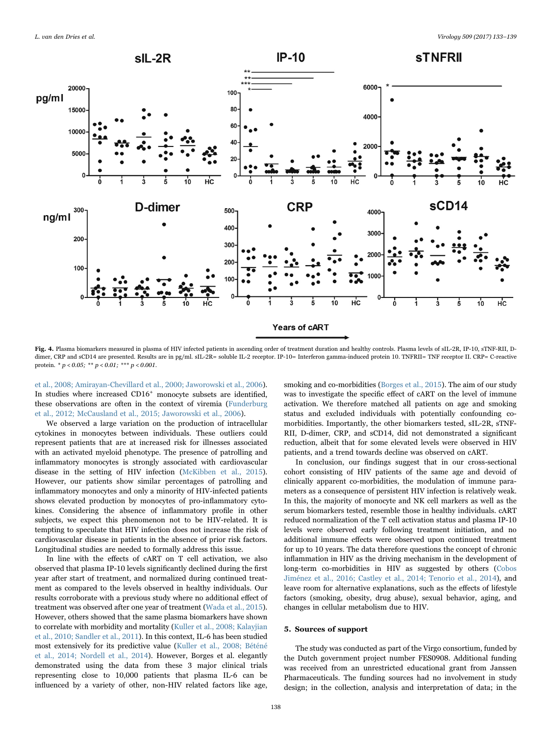Fig. 4. Plasma biomarkers measured in plasma of HIV infected patients in ascending order of treatment duration and healthy controls. Plasma levels of sIL-2R, IP-10, sTNF-RII, D-dimer, CRP and sCD14 are presented. Results are in pg/ml. sIL-2R= soluble IL-2 receptor. IP-10= Interferon gamma-induced protein 10. TNFRII= TNF receptor II. CRP= C-reactive protein. * $p < 0.05$; ** $p < 0.01$; *** $p < 0.001$.

et al., 2008; Amirayan-Chevillard et al., 2000; Jaworowski et al., 2006). In studies where increased CD16$^+$ monocyte subsets are identified, these observations are often in the context of viremia (Funderburg et al., 2012; McCausland et al., 2015; Jaworowski et al., 2006).

We observed a large variation on the production of intracellular cytokines in monocytes between individuals. These outliers could represent patients that are at increased risk for illnesses associated with an activated myeloid phenotype. The presence of patrolling and inflammatory monocytes is strongly associated with cardiovascular disease in the setting of HIV infection (McKibben et al., 2015). However, our patients show similar percentages of patrolling and inflammatory monocytes and only a minority of HIV-infected patients shows elevated production by monocytes of pro-inflammatory cytokines. Considering the absence of inflammatory profile in other subjects, we expect this phenomenon not to be HIV-related. It is tempting to speculate that HIV infection does not increase the risk of cardiovascular disease in patients in the absence of prior risk factors. Longitudinal studies are needed to formally address this issue.

In line with the effects of cART on T cell activation, we also observed that plasma IP-10 levels significantly declined during the first year after start of treatment, and normalized during continued treatment as compared to the levels observed in healthy individuals. Our results corroborate with a previous study where no additional effect of treatment was observed after one year of treatment (Wada et al., 2015). However, others showed that the same plasma biomarkers have shown to correlate with morbidity and mortality (Kuller et al., 2008; Kalayjian et al., 2010; Sandler et al., 2011). In this context, IL-6 has been studied most extensively for its predictive value (Kuller et al., 2008; Béténé et al., 2014; Nordell et al., 2014). However, Borges et al. elegantly demonstrated using the data from these 3 major clinical trials representing close to 10,000 patients that plasma IL-6 can be influenced by a variety of other, non-HIV related factors like age, smoking and co-morbidities (Borges et al., 2015). The aim of our study was to investigate the specific effect of cART on the level of immune activation. We therefore matched all patients on age and smoking status and excluded individuals with potentially confounding co-morbidities. Importantly, the other biomarkers tested, sIL-2R, sTNF-RII, D-dimer, CRP, and sCD14, did not demonstrated a significant reduction, albeit that for some elevated levels were observed in HIV patients, and a trend towards decline was observed on cART.

In conclusion, our findings suggest that in our cross-sectional cohort consisting of HIV patients of the same age and devoid of clinically apparent co-morbidities, the modulation of immune parameters as a consequence of persistent HIV infection is relatively weak. In this, the majority of monocyte and NK cell markers as well as the serum biomarkers tested, resemble those in healthy individuals. cART reduced normalization of the T cell activation status and plasma IP-10 levels were observed early following treatment initiation, and no additional immune effects were observed upon continued treatment for up to 10 years. The data therefore questions the concept of chronic inflammation in HIV as the driving mechanism in the development of long-term co-morbidities in HIV as suggested by others (Cobos Jiménez et al., 2016; Castley et al., 2014; Tenorio et al., 2014), and leave room for alternative explanations, such as the effects of lifestyle factors (smoking, obesity, drug abuse), sexual behavior, aging, and changes in cellular metabolism due to HIV.

## 5. Sources of support

The study was conducted as part of the Virgo consortium, funded by the Dutch government project number FES0908. Additional funding was received from an unrestricted educational grant from Janssen Pharmaceuticals. The funding sources had no involvement in study design; in the collection, analysis and interpretation of data; in the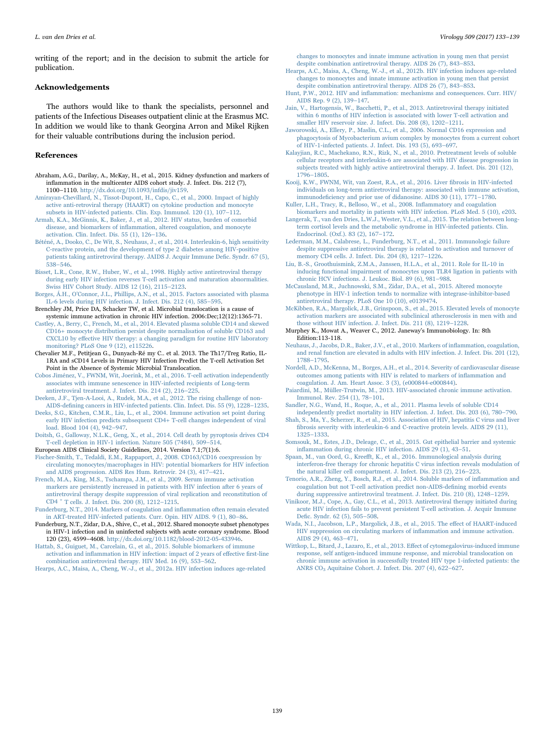writing of the report; and in the decision to submit the article for publication.

## Acknowledgements

The authors would like to thank the specialists, personnel and patients of the Infectious Diseases outpatient clinic at the Erasmus MC. In addition we would like to thank Georgina Arron and Mikel Rijken for their valuable contributions during the inclusion period.

## References

Abraham, A.G., Darilay, A., McKay, H., et al., 2015. Kidney dysfunction and markers of inflammation in the multicenter AIDS cohort study. J. Infect. Dis. 212 (7), 1100–1110. http://dx.doi.org/10.1093/infdis/jiv159.

Amirayan-Chevillard, N., Tissot-Dupont, H., Capo, C., et al., 2000. Impact of highly active anti-retroviral therapy (HAART) on cytokine production and monocyte subsets in HIV-infected patients. Clin. Exp. Immunol. 120 (1), 107–112.

Armah, K.A., McGinnis, K., Baker, J., et al., 2012. HIV status, burden of comorbid disease, and biomarkers of inflammation, altered coagulation, and monocyte activation. Clin. Infect. Dis. 55 (1), 126–136.

Béténé, A., Dooko, C., De Wit, S., Neuhaus, J., et al., 2014. Interleukin-6, high sensitivity C-reactive protein, and the development of type 2 diabetes among HIV-positive patients taking antiretroviral therapy. JAIDS J. Acquir Immune Defic. Syndr. 67 (5), 538–546.

Bisset, L.R., Cone, R.W., Huber, W., et al., 1998. Highly active antiretroviral therapy during early HIV infection reverses T-cell activation and maturation abnormalities. Swiss HIV Cohort Study. AIDS 12 (16), 2115–2123.

Borges, Á.H., O'Connor, J.L., Phillips, A.N., et al., 2015. Factors associated with plasma IL-6 levels during HIV infection. J. Infect. Dis. 212 (4), 585–595.

Brenchley JM, Price DA, Schacker TW, et al. Microbial translocation is a cause of systemic immune activation in chronic HIV infection. 2006:Dec;12(12):1365-71.

Castley, A., Berry, C., French, M., et al., 2014. Elevated plasma soluble CD14 and skewed CD16+ monocyte distribution persist despite normalisation of soluble CD163 and CXCL10 by effective HIV therapy: a changing paradigm for routine HIV laboratory monitoring? PLoS One 9 (12), e115226.

Chevalier M.F., Petitjean G., Dunyach-Ré my C.. et al. 2013. The Th17/Treg Ratio, IL-1RA and sCD14 Levels in Primary HIV Infection Predict the T-cell Activation Set Point in the Absence of Systemic Microbial Translocation.

Cobos Jiménez, V., FWNM, Wit, Joerink, M., et al., 2016. T-cell activation independently associates with immune senescence in HIV-infected recipients of Long-term antiretroviral treatment. J. Infect. Dis. 214 (2), 216–225.

Deeken, J.F., Tjen-A-Looi, A., Rudek, M.A., et al., 2012. The rising challenge of non-AIDS-defining cancers in HIV-infected patients. Clin. Infect. Dis. 55 (9), 1228–1235.

Deeks, S.G., Kitchen, C.M.R., Liu, L., et al., 2004. Immune activation set point during early HIV infection predicts subsequent CD4+ T-cell changes independent of viral load. Blood 104 (4), 942–947.

Doitsh, G., Galloway, N.L.K., Geng, X., et al., 2014. Cell death by pyroptosis drives CD4 T-cell depletion in HIV-1 infection. Nature 505 (7484), 509–514.

European AIDS Clinical Society Guidelines, 2014. Version 7.1;7(1):6.

Fischer-Smith, T., Tedaldi, E.M., Rappaport, J., 2008. CD163/CD16 coexpression by circulating monocytes/macrophages in HIV: potential biomarkers for HIV infection and AIDS progression. AIDS Res Hum. Retrovir. 24 (3), 417–421.

French, M.A., King, M.S., Tschampa, J.M., et al., 2009. Serum immune activation markers are persistently increased in patients with HIV infection after 6 years of antiretroviral therapy despite suppression of viral replication and reconstitution of CD4 $^{+}$ T cells. J. Infect. Dis. 200 (8), 1212–1215.

Funderburg, N.T., 2014. Markers of coagulation and inflammation often remain elevated in ART-treated HIV-infected patients. Curr. Opin. HIV AIDS. 9 (1), 80–86.

Funderburg, N.T., Zidar, D.A., Shive, C., et al., 2012. Shared monocyte subset phenotypes in HIV-1 infection and in uninfected subjects with acute coronary syndrome. Blood 120 (23), 4599–4608. http://dx.doi.org/10.1182/blood-2012-05-433946.

Hattab, S., Guiguet, M., Carcelain, G., et al., 2015. Soluble biomarkers of immune activation and inflammation in HIV infection: impact of 2 years of effective first-line combination antiretroviral therapy. HIV Med. 16 (9), 553–562.

Hearps, A.C., Maisa, A., Cheng, W.-J., et al., 2012a. HIV infection induces age-related changes to monocytes and innate immune activation in young men that persist despite combination antiretroviral therapy. AIDS 26 (7), 843–853.

Hearps, A.C., Maisa, A., Cheng, W.-J., et al., 2012b. HIV infection induces age-related changes to monocytes and innate immune activation in young men that persist despite combination antiretroviral therapy. AIDS 26 (7), 843–853.

Hunt, P.W., 2012. HIV and inflammation: mechanisms and consequences. Curr. HIV/AIDS Rep. 9 (2), 139–147.

Jain, V., Hartogensis, W., Bacchetti, P., et al., 2013. Antiretroviral therapy initiated within 6 months of HIV infection is associated with lower T-cell activation and smaller HIV reservoir size. J. Infect. Dis. 208 (8), 1202–1211.

Jaworowski, A., Ellery, P., Maslin, C.L., et al., 2006. Normal CD16 expression and phagocytosis of Mycobacterium avium complex by monocytes from a current cohort of HIV-1-infected patients. J. Infect. Dis. 193 (5), 693–697.

Kalayjian, R.C., Machekano, R.N., Rizk, N., et al., 2010. Pretreatment levels of soluble cellular receptors and interleukin-6 are associated with HIV disease progression in subjects treated with highly active antiretroviral therapy. J. Infect. Dis. 201 (12), 1796–1805.

Kooij, K.W., FWNM, Wit, van Zoest, R.A., et al., 2016. Liver fibrosis in HIV-infected individuals on long-term antiretroviral therapy: associated with immune activation, immunodeficiency and prior use of didanosine. AIDS 30 (11), 1771–1780.

Kuller, L.H., Tracy, R., Belloso, W., et al., 2008. Inflammatory and coagulation biomarkers and mortality in patients with HIV infection. PLoS Med. 5 (10), e203.

Langerak, T., van den Dries, L.W.J., Wester, V.L., et al., 2015. The relation between long-term cortisol levels and the metabolic syndrome in HIV-infected patients. Clin. Endocrinol. (Oxf.). 83 (2), 167–172.

Lederman, M.M., Calabrese, L., Funderburg, N.T., et al., 2011. Immunologic failure despite suppressive antiretroviral therapy is related to activation and turnover of memory CD4 cells. J. Infect. Dis. 204 (8), 1217–1226.

Liu, B.-S., Groothuismink, Z.M.A., Janssen, H.L.A., et al., 2011. Role for IL-10 in inducing functional impairment of monocytes upon TLR4 ligation in patients with chronic HCV infections. J. Leukoc. Biol. 89 (6), 981–988.

McCausland, M.R., Juchnowski, S.M., Zidar, D.A., et al., 2015. Altered monocyte phenotype in HIV-1 infection tends to normalize with integrase-inhibitor-based antiretroviral therapy. PLoS One 10 (10), e0139474.

McKibben, R.A., Margolick, J.B., Grinspoon, S., et al., 2015. Elevated levels of monocyte activation markers are associated with subclinical atherosclerosis in men with and those without HIV infection. J. Infect. Dis. 211 (8), 1219–1228.

Murphey K., Mowat A., Weaver C., 2012. Janeway's Immunobiology. In: 8th Edition:113-118.

Neuhaus, J., Jacobs, D.R., Baker, J.V., et al., 2010. Markers of inflammation, coagulation, and renal function are elevated in adults with HIV infection. J. Infect. Dis. 201 (12), 1788–1795.

Nordell, A.D., McKenna, M., Borges, A.H., et al., 2014. Severity of cardiovascular disease outcomes among patients with HIV is related to markers of inflammation and coagulation. J. Am. Heart Assoc. 3 (3), (e000844-e000844).

Paiardini, M., Müller-Trutwin, M., 2013. HIV-associated chronic immune activation. Immunol. Rev. 254 (1), 78–101.

Sandler, N.G., Wand, H., Roque, A., et al., 2011. Plasma levels of soluble CD14 independently predict mortality in HIV infection. J. Infect. Dis. 203 (6), 780–790.

Shah, S., Ma, Y., Scherzer, R., et al., 2015. Association of HIV, hepatitis C virus and liver fibrosis severity with interleukin-6 and C-reactive protein levels. AIDS 29 (11), 1325–1333.

Somsouk, M., Estes, J.D., Deleage, C., et al., 2015. Gut epithelial barrier and systemic inflammation during chronic HIV infection. AIDS 29 (1), 43–51.

Spaan, M., van Oord, G., Kreefft, K., et al., 2016. Immunological analysis during interferon-free therapy for chronic hepatitis C virus infection reveals modulation of the natural killer cell compartment. J. Infect. Dis. 213 (2), 216–223.

Tenorio, A.R., Zheng, Y., Bosch, R.J., et al., 2014. Soluble markers of inflammation and coagulation but not T-cell activation predict non-AIDS-defining morbid events during suppressive antiretroviral treatment. J. Infect. Dis. 210 (8), 1248–1259.

Vinikoor, M.J., Cope, A., Gay, C.L., et al., 2013. Antiretroviral therapy initiated during acute HIV infection fails to prevent persistent T-cell activation. J. Acquir Immune Defic. Syndr. 62 (5), 505–508.

Wada, N.I., Jacobson, L.P., Margolick, J.B., et al., 2015. The effect of HAART-induced HIV suppression on circulating markers of inflammation and immune activation. AIDS 29 (4), 463–471.

Wittkop, L., Bitard, J., Lazaro, E., et al., 2013. Effect of cytomegalovirus-induced immune response, self antigen-induced immune response, and microbial translocation on chronic immune activation in successfully treated HIV type 1-infected patients: the ANRS $CO_3$ Aquitaine Cohort. J. Infect. Dis. 207 (4), 622–627.